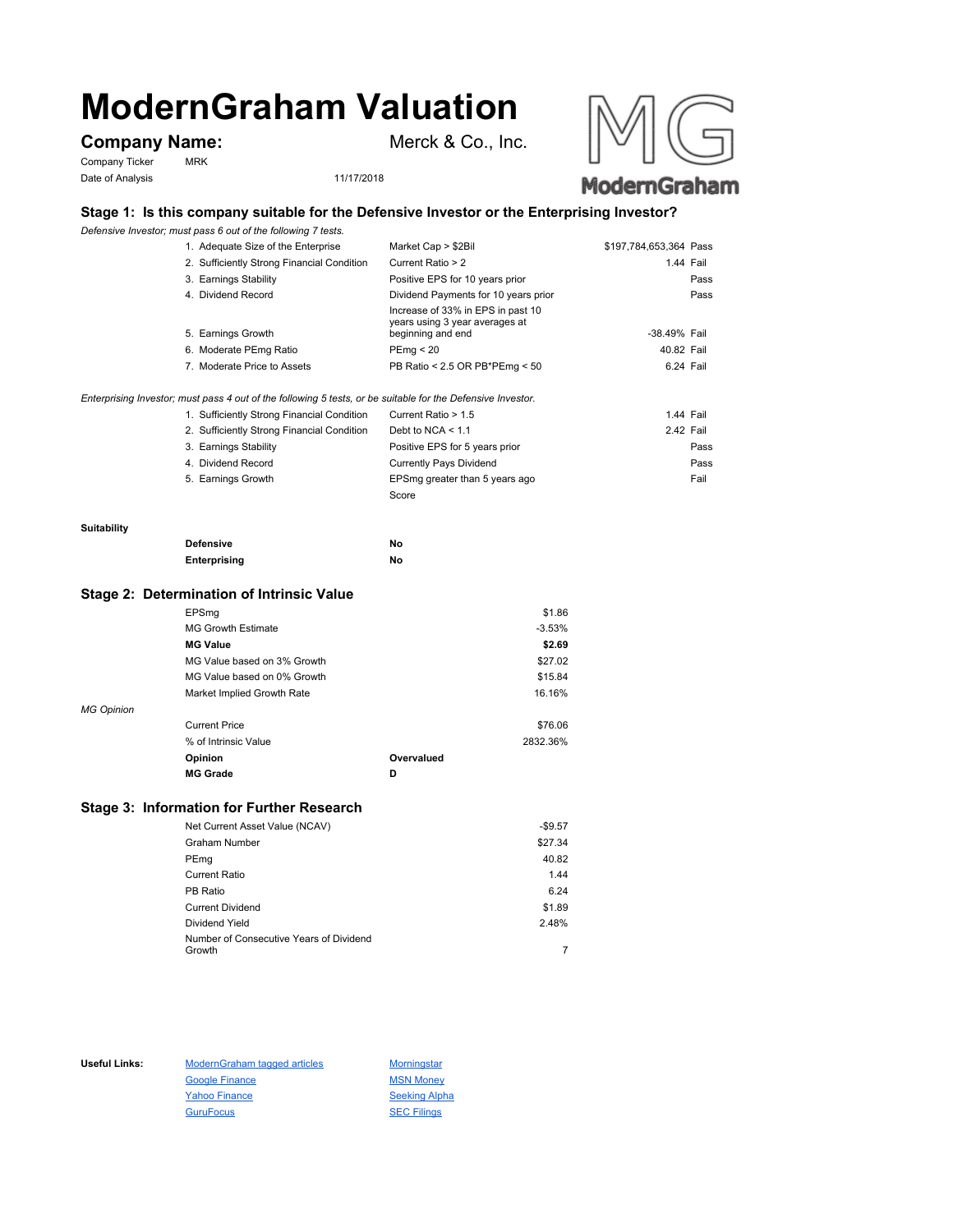# ModernGraham Valuation

**Company Name:** Merck & Co., Inc.

Company Ticker: MRK

Date of Analysis: 11/17/2018

## Stage 1: Is this company suitable for the Defensive Investor or the Enterprising Investor?

*Defensive Investor; must pass 6 out of the following 7 tests.*

| Test | Criterion | Value | Result |
|---|---|---|---|
| 1. Adequate Size of the Enterprise | Market Cap > $2Bil | $197,784,653,364 | Pass |
| 2. Sufficiently Strong Financial Condition | Current Ratio > 2 | 1.44 | Fail |
| 3. Earnings Stability | Positive EPS for 10 years prior | | Pass |
| 4. Dividend Record | Dividend Payments for 10 years prior | | Pass |
| 5. Earnings Growth | Increase of 33% in EPS in past 10 years using 3 year averages at beginning and end | -38.49% | Fail |
| 6. Moderate PEmg Ratio | PEmg < 20 | 40.82 | Fail |
| 7. Moderate Price to Assets | PB Ratio < 2.5 OR PB*PEmg < 50 | 6.24 | Fail |

*Enterprising Investor; must pass 4 out of the following 5 tests, or be suitable for the Defensive Investor.*

| Test | Criterion | Value | Result |
|---|---|---|---|
| 1. Sufficiently Strong Financial Condition | Current Ratio > 1.5 | 1.44 | Fail |
| 2. Sufficiently Strong Financial Condition | Debt to NCA < 1.1 | 2.42 | Fail |
| 3. Earnings Stability | Positive EPS for 5 years prior | | Pass |
| 4. Dividend Record | Currently Pays Dividend | | Pass |
| 5. Earnings Growth | EPSmg greater than 5 years ago | | Fail |
| | Score | | |

**Suitability**

| | |
|---|---|
| **Defensive** | **No** |
| **Enterprising** | **No** |

## Stage 2: Determination of Intrinsic Value

| | |
|---|---|
| EPSmg | $1.86 |
| MG Growth Estimate | -3.53% |
| **MG Value** | **$2.69** |
| MG Value based on 3% Growth | $27.02 |
| MG Value based on 0% Growth | $15.84 |
| Market Implied Growth Rate | 16.16% |

*MG Opinion*

| | | |
|---|---|---|
| Current Price | | $76.06 |
| % of Intrinsic Value | | 2832.36% |
| **Opinion** | **Overvalued** | |
| **MG Grade** | **D** | |

## Stage 3: Information for Further Research

| | |
|---|---|
| Net Current Asset Value (NCAV) | -$9.57 |
| Graham Number | $27.34 |
| PEmg | 40.82 |
| Current Ratio | 1.44 |
| PB Ratio | 6.24 |
| Current Dividend | $1.89 |
| Dividend Yield | 2.48% |
| Number of Consecutive Years of Dividend Growth | 7 |

**Useful Links:**

- ModernGraham tagged articles
- Google Finance
- Yahoo Finance
- GuruFocus
- Morningstar
- MSN Money
- Seeking Alpha
- SEC Filings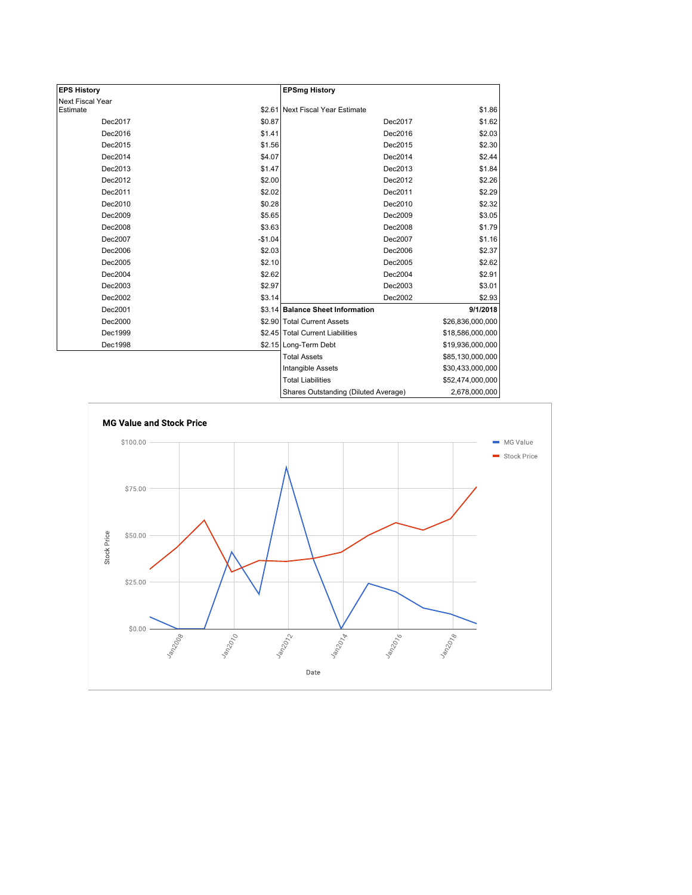| EPS History | |
|---|---|
| Next Fiscal Year Estimate | $2.61 |
| Dec2017 | $0.87 |
| Dec2016 | $1.41 |
| Dec2015 | $1.56 |
| Dec2014 | $4.07 |
| Dec2013 | $1.47 |
| Dec2012 | $2.00 |
| Dec2011 | $2.02 |
| Dec2010 | $0.28 |
| Dec2009 | $5.65 |
| Dec2008 | $3.63 |
| Dec2007 | -$1.04 |
| Dec2006 | $2.03 |
| Dec2005 | $2.10 |
| Dec2004 | $2.62 |
| Dec2003 | $2.97 |
| Dec2002 | $3.14 |
| Dec2001 | $3.14 |
| Dec2000 | $2.90 |
| Dec1999 | $2.45 |
| Dec1998 | $2.15 |

| EPSmg History | |
|---|---|
| Next Fiscal Year Estimate | $1.86 |
| Dec2017 | $1.62 |
| Dec2016 | $2.03 |
| Dec2015 | $2.30 |
| Dec2014 | $2.44 |
| Dec2013 | $1.84 |
| Dec2012 | $2.26 |
| Dec2011 | $2.29 |
| Dec2010 | $2.32 |
| Dec2009 | $3.05 |
| Dec2008 | $1.79 |
| Dec2007 | $1.16 |
| Dec2006 | $2.37 |
| Dec2005 | $2.62 |
| Dec2004 | $2.91 |
| Dec2003 | $3.01 |
| Dec2002 | $2.93 |

| Balance Sheet Information | 9/1/2018 |
|---|---|
| Total Current Assets | $26,836,000,000 |
| Total Current Liabilities | $18,586,000,000 |
| Long-Term Debt | $19,936,000,000 |
| Total Assets | $85,130,000,000 |
| Intangible Assets | $30,433,000,000 |
| Total Liabilities | $52,474,000,000 |
| Shares Outstanding (Diluted Average) | 2,678,000,000 |

**MG Value and Stock Price**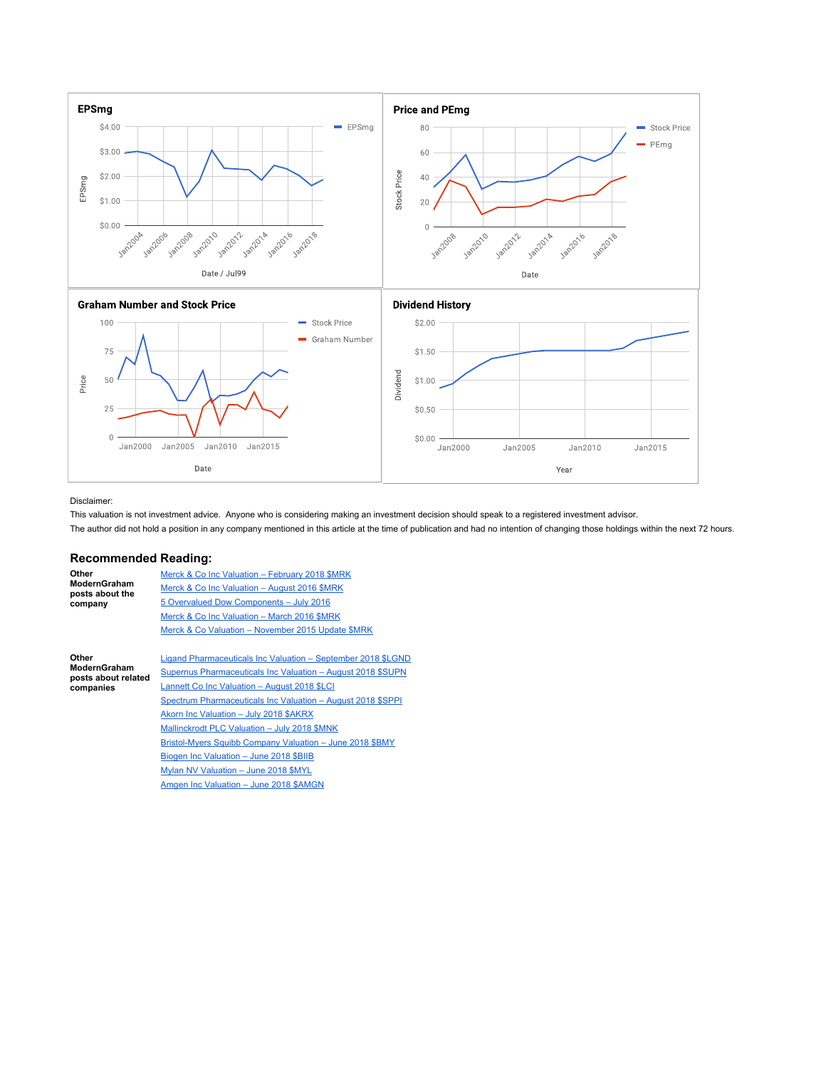**EPSmg**

$4.00
$3.00
$2.00
$1.00
$0.00

EPSmg

Jan2004 Jan2006 Jan2008 Jan2010 Jan2012 Jan2014 Jan2016 Jan2018

Date / Jul99

**Price and PEmg**

80
60
40
20
0

Stock Price
PEmg

Stock Price

Jan2008 Jan2010 Jan2012 Jan2014 Jan2016 Jan2018

Date

**Graham Number and Stock Price**

100
75
50
25
0

Stock Price
Graham Number

Price

Jan2000 Jan2005 Jan2010 Jan2015

Date

**Dividend History**

$2.00
$1.50
$1.00
$0.50
$0.00

Dividend

Jan2000 Jan2005 Jan2010 Jan2015

Year

Disclaimer:

This valuation is not investment advice. Anyone who is considering making an investment decision should speak to a registered investment advisor.

The author did not hold a position in any company mentioned in this article at the time of publication and had no intention of changing those holdings within the next 72 hours.

## Recommended Reading:

| | |
|---|---|
| **Other ModernGraham posts about the company** | Merck & Co Inc Valuation – February 2018 $MRK<br>Merck & Co Inc Valuation – August 2016 $MRK<br>5 Overvalued Dow Components – July 2016<br>Merck & Co Inc Valuation – March 2016 $MRK<br>Merck & Co Valuation – November 2015 Update $MRK |
| **Other ModernGraham posts about related companies** | Ligand Pharmaceuticals Inc Valuation – September 2018 $LGND<br>Supernus Pharmaceuticals Inc Valuation – August 2018 $SUPN<br>Lannett Co Inc Valuation – August 2018 $LCI<br>Spectrum Pharmaceuticals Inc Valuation – August 2018 $SPPI<br>Akorn Inc Valuation – July 2018 $AKRX<br>Mallinckrodt PLC Valuation – July 2018 $MNK<br>Bristol-Myers Squibb Company Valuation – June 2018 $BMY<br>Biogen Inc Valuation – June 2018 $BIIB<br>Mylan NV Valuation – June 2018 $MYL<br>Amgen Inc Valuation – June 2018 $AMGN |